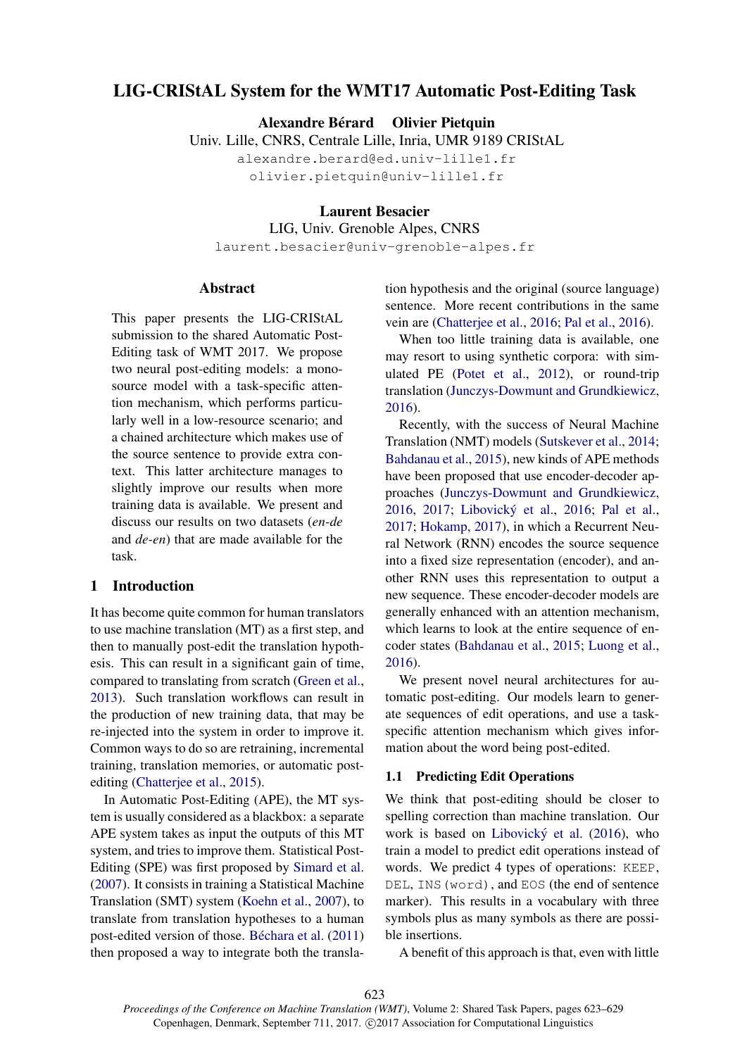# LIG-CRIStAL System for the WMT17 Automatic Post-Editing Task

**Alexandre Bérard    Olivier Pietquin**
Univ. Lille, CNRS, Centrale Lille, Inria, UMR 9189 CRIStAL
alexandre.berard@ed.univ-lille1.fr
olivier.pietquin@univ-lille1.fr

**Laurent Besacier**
LIG, Univ. Grenoble Alpes, CNRS
laurent.besacier@univ-grenoble-alpes.fr

## Abstract

This paper presents the LIG-CRIStAL submission to the shared Automatic Post-Editing task of WMT 2017. We propose two neural post-editing models: a mono-source model with a task-specific attention mechanism, which performs particularly well in a low-resource scenario; and a chained architecture which makes use of the source sentence to provide extra context. This latter architecture manages to slightly improve our results when more training data is available. We present and discuss our results on two datasets (*en-de* and *de-en*) that are made available for the task.

## 1 Introduction

It has become quite common for human translators to use machine translation (MT) as a first step, and then to manually post-edit the translation hypothesis. This can result in a significant gain of time, compared to translating from scratch (Green et al., 2013). Such translation workflows can result in the production of new training data, that may be re-injected into the system in order to improve it. Common ways to do so are retraining, incremental training, translation memories, or automatic post-editing (Chatterjee et al., 2015).

In Automatic Post-Editing (APE), the MT system is usually considered as a blackbox: a separate APE system takes as input the outputs of this MT system, and tries to improve them. Statistical Post-Editing (SPE) was first proposed by Simard et al. (2007). It consists in training a Statistical Machine Translation (SMT) system (Koehn et al., 2007), to translate from translation hypotheses to a human post-edited version of those. Béchara et al. (2011) then proposed a way to integrate both the translation hypothesis and the original (source language) sentence. More recent contributions in the same vein are (Chatterjee et al., 2016; Pal et al., 2016).

When too little training data is available, one may resort to using synthetic corpora: with simulated PE (Potet et al., 2012), or round-trip translation (Junczys-Dowmunt and Grundkiewicz, 2016).

Recently, with the success of Neural Machine Translation (NMT) models (Sutskever et al., 2014; Bahdanau et al., 2015), new kinds of APE methods have been proposed that use encoder-decoder approaches (Junczys-Dowmunt and Grundkiewicz, 2016, 2017; Libovický et al., 2016; Pal et al., 2017; Hokamp, 2017), in which a Recurrent Neural Network (RNN) encodes the source sequence into a fixed size representation (encoder), and another RNN uses this representation to output a new sequence. These encoder-decoder models are generally enhanced with an attention mechanism, which learns to look at the entire sequence of encoder states (Bahdanau et al., 2015; Luong et al., 2016).

We present novel neural architectures for automatic post-editing. Our models learn to generate sequences of edit operations, and use a task-specific attention mechanism which gives information about the word being post-edited.

### 1.1 Predicting Edit Operations

We think that post-editing should be closer to spelling correction than machine translation. Our work is based on Libovický et al. (2016), who train a model to predict edit operations instead of words. We predict 4 types of operations: `KEEP`, `DEL`, `INS(word)`, and `EOS` (the end of sentence marker). This results in a vocabulary with three symbols plus as many symbols as there are possible insertions.

A benefit of this approach is that, even with little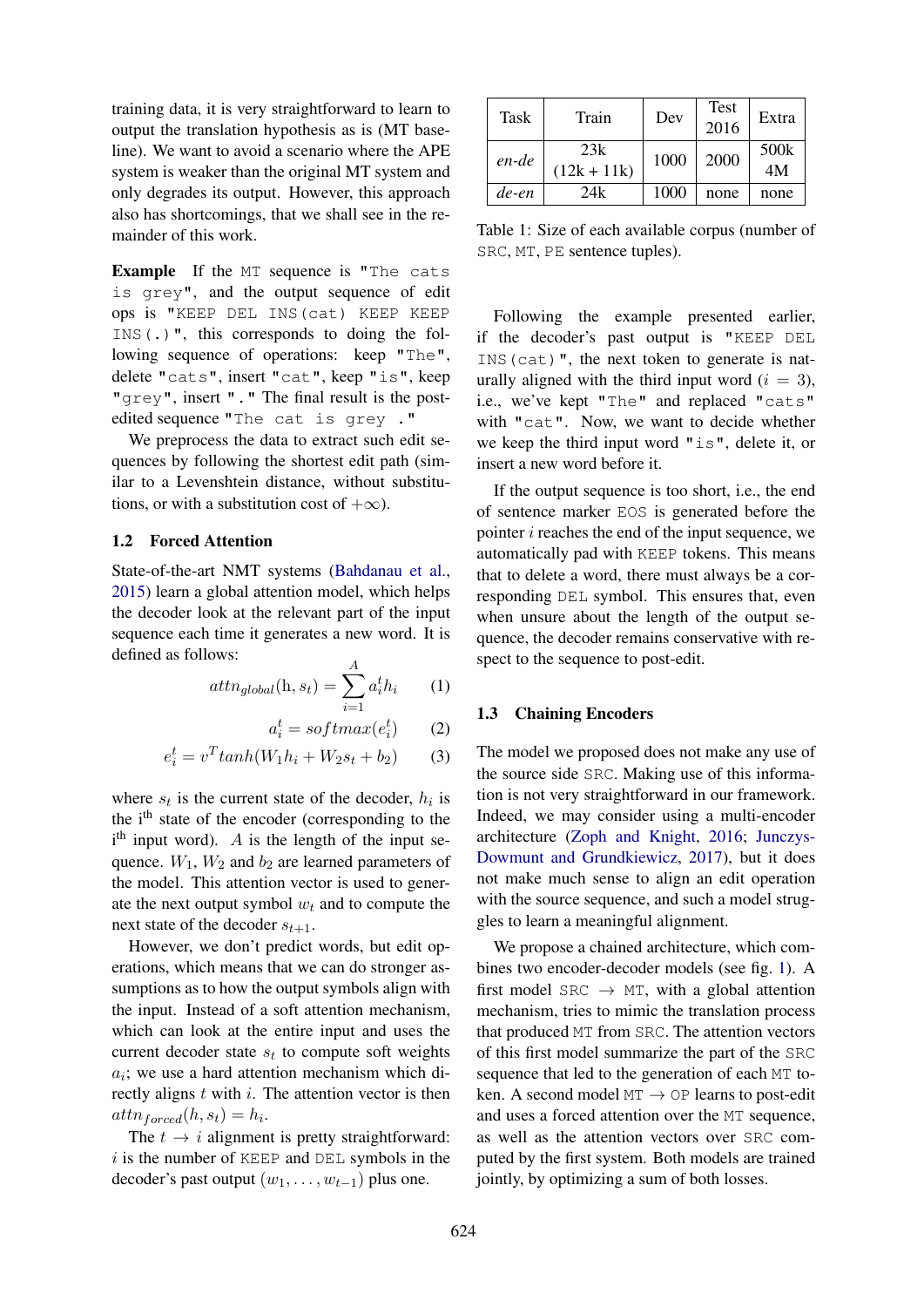training data, it is very straightforward to learn to output the translation hypothesis as is (MT baseline). We want to avoid a scenario where the APE system is weaker than the original MT system and only degrades its output. However, this approach also has shortcomings, that we shall see in the remainder of this work.

**Example** If the `MT` sequence is `"The cats is grey"`, and the output sequence of edit ops is `"KEEP DEL INS(cat) KEEP KEEP INS(.)"`, this corresponds to doing the following sequence of operations: keep `"The"`, delete `"cats"`, insert `"cat"`, keep `"is"`, keep `"grey"`, insert `"."` The final result is the post-edited sequence `"The cat is grey ."`

We preprocess the data to extract such edit sequences by following the shortest edit path (similar to a Levenshtein distance, without substitutions, or with a substitution cost of $+\infty$).

### 1.2 Forced Attention

State-of-the-art NMT systems (Bahdanau et al., 2015) learn a global attention model, which helps the decoder look at the relevant part of the input sequence each time it generates a new word. It is defined as follows:

$$attn_{global}(\mathrm{h}, s_t) = \sum_{i=1}^{A} a_i^t h_i \qquad (1)$$

$$a_i^t = softmax(e_i^t) \qquad (2)$$

$$e_i^t = v^T tanh(W_1 h_i + W_2 s_t + b_2) \qquad (3)$$

where $s_t$ is the current state of the decoder, $h_i$ is the i[th] state of the encoder (corresponding to the i[th] input word). $A$ is the length of the input sequence. $W_1$, $W_2$ and $b_2$ are learned parameters of the model. This attention vector is used to generate the next output symbol $w_t$ and to compute the next state of the decoder $s_{t+1}$.

However, we don't predict words, but edit operations, which means that we can do stronger assumptions as to how the output symbols align with the input. Instead of a soft attention mechanism, which can look at the entire input and uses the current decoder state $s_t$ to compute soft weights $a_i$; we use a hard attention mechanism which directly aligns $t$ with $i$. The attention vector is then $attn_{forced}(h, s_t) = h_i$.

The $t \rightarrow i$ alignment is pretty straightforward: $i$ is the number of `KEEP` and `DEL` symbols in the decoder's past output $(w_1, \ldots, w_{t-1})$ plus one.

| Task | Train | Dev | Test 2016 | Extra |
|---|---|---|---|---|
| *en-de* | 23k (12k + 11k) | 1000 | 2000 | 500k 4M |
| *de-en* | 24k | 1000 | none | none |

Table 1: Size of each available corpus (number of `SRC`, `MT`, `PE` sentence tuples).

Following the example presented earlier, if the decoder's past output is `"KEEP DEL INS(cat)"`, the next token to generate is naturally aligned with the third input word ($i = 3$), i.e., we've kept `"The"` and replaced `"cats"` with `"cat"`. Now, we want to decide whether we keep the third input word `"is"`, delete it, or insert a new word before it.

If the output sequence is too short, i.e., the end of sentence marker `EOS` is generated before the pointer $i$ reaches the end of the input sequence, we automatically pad with `KEEP` tokens. This means that to delete a word, there must always be a corresponding `DEL` symbol. This ensures that, even when unsure about the length of the output sequence, the decoder remains conservative with respect to the sequence to post-edit.

### 1.3 Chaining Encoders

The model we proposed does not make any use of the source side `SRC`. Making use of this information is not very straightforward in our framework. Indeed, we may consider using a multi-encoder architecture (Zoph and Knight, 2016; Junczys-Dowmunt and Grundkiewicz, 2017), but it does not make much sense to align an edit operation with the source sequence, and such a model struggles to learn a meaningful alignment.

We propose a chained architecture, which combines two encoder-decoder models (see fig. 1). A first model `SRC` $\rightarrow$ `MT`, with a global attention mechanism, tries to mimic the translation process that produced `MT` from `SRC`. The attention vectors of this first model summarize the part of the `SRC` sequence that led to the generation of each `MT` token. A second model `MT` $\rightarrow$ `OP` learns to post-edit and uses a forced attention over the `MT` sequence, as well as the attention vectors over `SRC` computed by the first system. Both models are trained jointly, by optimizing a sum of both losses.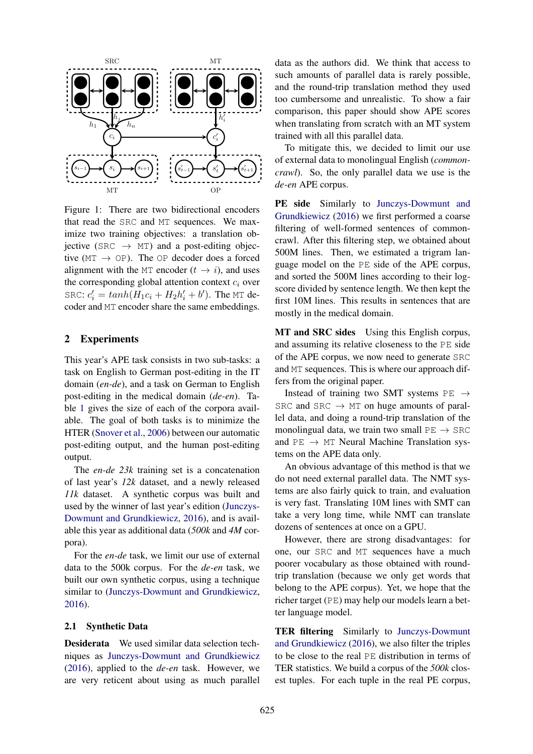Figure 1: There are two bidirectional encoders that read the SRC and MT sequences. We maximize two training objectives: a translation objective (SRC $\rightarrow$ MT) and a post-editing objective (MT $\rightarrow$ OP). The OP decoder does a forced alignment with the MT encoder ($t \rightarrow i$), and uses the corresponding global attention context $c_i$ over SRC: $c'_i = tanh(H_1 c_i + H_2 h'_i + b')$. The MT decoder and MT encoder share the same embeddings.

## 2 Experiments

This year's APE task consists in two sub-tasks: a task on English to German post-editing in the IT domain (*en-de*), and a task on German to English post-editing in the medical domain (*de-en*). Table 1 gives the size of each of the corpora available. The goal of both tasks is to minimize the HTER (Snover et al., 2006) between our automatic post-editing output, and the human post-editing output.

The *en-de 23k* training set is a concatenation of last year's *12k* dataset, and a newly released *11k* dataset. A synthetic corpus was built and used by the winner of last year's edition (Junczys-Dowmunt and Grundkiewicz, 2016), and is available this year as additional data (*500k* and *4M* corpora).

For the *en-de* task, we limit our use of external data to the 500k corpus. For the *de-en* task, we built our own synthetic corpus, using a technique similar to (Junczys-Dowmunt and Grundkiewicz, 2016).

### 2.1 Synthetic Data

**Desiderata** We used similar data selection techniques as Junczys-Dowmunt and Grundkiewicz (2016), applied to the *de-en* task. However, we are very reticent about using as much parallel data as the authors did. We think that access to such amounts of parallel data is rarely possible, and the round-trip translation method they used too cumbersome and unrealistic. To show a fair comparison, this paper should show APE scores when translating from scratch with an MT system trained with all this parallel data.

To mitigate this, we decided to limit our use of external data to monolingual English (*common-crawl*). So, the only parallel data we use is the *de-en* APE corpus.

**PE side** Similarly to Junczys-Dowmunt and Grundkiewicz (2016) we first performed a coarse filtering of well-formed sentences of common-crawl. After this filtering step, we obtained about 500M lines. Then, we estimated a trigram language model on the PE side of the APE corpus, and sorted the 500M lines according to their log-score divided by sentence length. We then kept the first 10M lines. This results in sentences that are mostly in the medical domain.

**MT and SRC sides** Using this English corpus, and assuming its relative closeness to the PE side of the APE corpus, we now need to generate SRC and MT sequences. This is where our approach differs from the original paper.

Instead of training two SMT systems PE $\rightarrow$ SRC and SRC $\rightarrow$ MT on huge amounts of parallel data, and doing a round-trip translation of the monolingual data, we train two small PE $\rightarrow$ SRC and PE $\rightarrow$ MT Neural Machine Translation systems on the APE data only.

An obvious advantage of this method is that we do not need external parallel data. The NMT systems are also fairly quick to train, and evaluation is very fast. Translating 10M lines with SMT can take a very long time, while NMT can translate dozens of sentences at once on a GPU.

However, there are strong disadvantages: for one, our SRC and MT sequences have a much poorer vocabulary as those obtained with round-trip translation (because we only get words that belong to the APE corpus). Yet, we hope that the richer target (PE) may help our models learn a better language model.

**TER filtering** Similarly to Junczys-Dowmunt and Grundkiewicz (2016), we also filter the triples to be close to the real PE distribution in terms of TER statistics. We build a corpus of the *500k* closest tuples. For each tuple in the real PE corpus,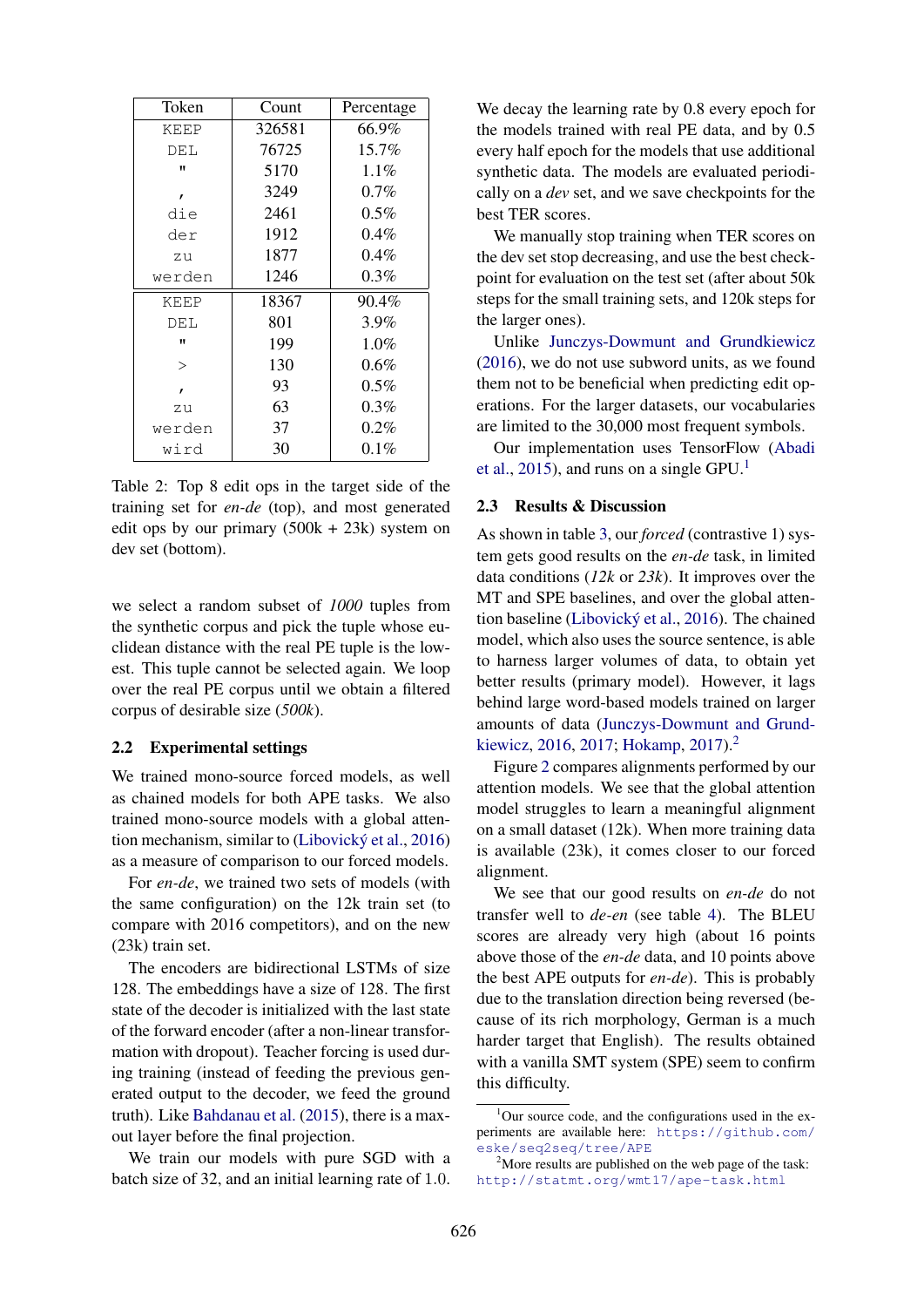| Token | Count | Percentage |
|---|---|---|
| KEEP | 326581 | 66.9% |
| DEL | 76725 | 15.7% |
| " | 5170 | 1.1% |
| , | 3249 | 0.7% |
| die | 2461 | 0.5% |
| der | 1912 | 0.4% |
| zu | 1877 | 0.4% |
| werden | 1246 | 0.3% |
| KEEP | 18367 | 90.4% |
| DEL | 801 | 3.9% |
| " | 199 | 1.0% |
| > | 130 | 0.6% |
| , | 93 | 0.5% |
| zu | 63 | 0.3% |
| werden | 37 | 0.2% |
| wird | 30 | 0.1% |

Table 2: Top 8 edit ops in the target side of the training set for *en-de* (top), and most generated edit ops by our primary (500k + 23k) system on dev set (bottom).

we select a random subset of *1000* tuples from the synthetic corpus and pick the tuple whose euclidean distance with the real PE tuple is the lowest. This tuple cannot be selected again. We loop over the real PE corpus until we obtain a filtered corpus of desirable size (*500k*).

## 2.2 Experimental settings

We trained mono-source forced models, as well as chained models for both APE tasks. We also trained mono-source models with a global attention mechanism, similar to (Libovický et al., 2016) as a measure of comparison to our forced models.

For *en-de*, we trained two sets of models (with the same configuration) on the 12k train set (to compare with 2016 competitors), and on the new (23k) train set.

The encoders are bidirectional LSTMs of size 128. The embeddings have a size of 128. The first state of the decoder is initialized with the last state of the forward encoder (after a non-linear transformation with dropout). Teacher forcing is used during training (instead of feeding the previous generated output to the decoder, we feed the ground truth). Like Bahdanau et al. (2015), there is a maxout layer before the final projection.

We train our models with pure SGD with a batch size of 32, and an initial learning rate of 1.0. We decay the learning rate by 0.8 every epoch for the models trained with real PE data, and by 0.5 every half epoch for the models that use additional synthetic data. The models are evaluated periodically on a *dev* set, and we save checkpoints for the best TER scores.

We manually stop training when TER scores on the dev set stop decreasing, and use the best checkpoint for evaluation on the test set (after about 50k steps for the small training sets, and 120k steps for the larger ones).

Unlike Junczys-Dowmunt and Grundkiewicz (2016), we do not use subword units, as we found them not to be beneficial when predicting edit operations. For the larger datasets, our vocabularies are limited to the 30,000 most frequent symbols.

Our implementation uses TensorFlow (Abadi et al., 2015), and runs on a single GPU.[1]

## 2.3 Results & Discussion

As shown in table 3, our *forced* (contrastive 1) system gets good results on the *en-de* task, in limited data conditions (*12k* or *23k*). It improves over the MT and SPE baselines, and over the global attention baseline (Libovický et al., 2016). The chained model, which also uses the source sentence, is able to harness larger volumes of data, to obtain yet better results (primary model). However, it lags behind large word-based models trained on larger amounts of data (Junczys-Dowmunt and Grundkiewicz, 2016, 2017; Hokamp, 2017).[2]

Figure 2 compares alignments performed by our attention models. We see that the global attention model struggles to learn a meaningful alignment on a small dataset (12k). When more training data is available (23k), it comes closer to our forced alignment.

We see that our good results on *en-de* do not transfer well to *de-en* (see table 4). The BLEU scores are already very high (about 16 points above those of the *en-de* data, and 10 points above the best APE outputs for *en-de*). This is probably due to the translation direction being reversed (because of its rich morphology, German is a much harder target that English). The results obtained with a vanilla SMT system (SPE) seem to confirm this difficulty.

[1] Our source code, and the configurations used in the experiments are available here: https://github.com/eske/seq2seq/tree/APE

[2] More results are published on the web page of the task: http://statmt.org/wmt17/ape-task.html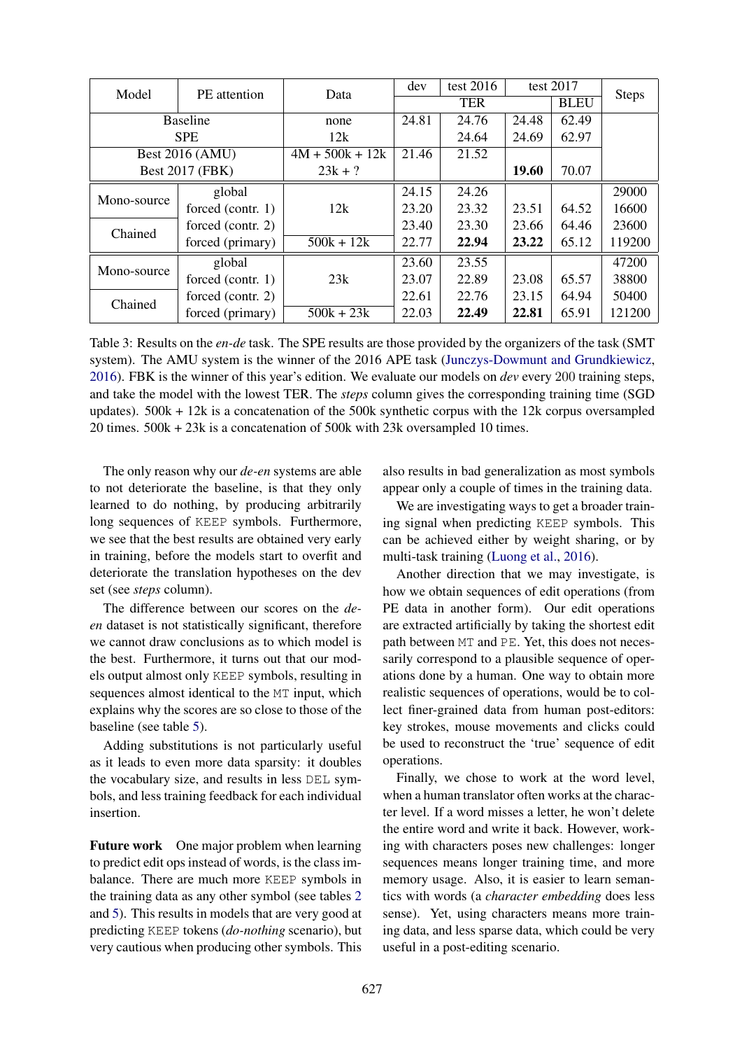| Model | PE attention | Data | dev | test 2016 | test 2017 | | Steps |
|---|---|---|---|---|---|---|---|
| | | | TER | | | BLEU | |
| Baseline | | none | 24.81 | 24.76 | 24.48 | 62.49 | |
| SPE | | 12k | | 24.64 | 24.69 | 62.97 | |
| Best 2016 (AMU) | | 4M + 500k + 12k | 21.46 | 21.52 | | | |
| Best 2017 (FBK) | | 23k + ? | | | **19.60** | 70.07 | |
| Mono-source | global | 12k | 24.15 | 24.26 | | | 29000 |
| | forced (contr. 1) | 12k | 23.20 | 23.32 | 23.51 | 64.52 | 16600 |
| Chained | forced (contr. 2) | 12k | 23.40 | 23.30 | 23.66 | 64.46 | 23600 |
| | forced (primary) | 500k + 12k | 22.77 | **22.94** | **23.22** | 65.12 | 119200 |
| Mono-source | global | 23k | 23.60 | 23.55 | | | 47200 |
| | forced (contr. 1) | 23k | 23.07 | 22.89 | 23.08 | 65.57 | 38800 |
| Chained | forced (contr. 2) | 23k | 22.61 | 22.76 | 23.15 | 64.94 | 50400 |
| | forced (primary) | 500k + 23k | 22.03 | **22.49** | **22.81** | 65.91 | 121200 |

Table 3: Results on the *en-de* task. The SPE results are those provided by the organizers of the task (SMT system). The AMU system is the winner of the 2016 APE task (Junczys-Dowmunt and Grundkiewicz, 2016). FBK is the winner of this year's edition. We evaluate our models on *dev* every 200 training steps, and take the model with the lowest TER. The *steps* column gives the corresponding training time (SGD updates). 500k + 12k is a concatenation of the 500k synthetic corpus with the 12k corpus oversampled 20 times. 500k + 23k is a concatenation of 500k with 23k oversampled 10 times.

The only reason why our *de-en* systems are able to not deteriorate the baseline, is that they only learned to do nothing, by producing arbitrarily long sequences of KEEP symbols. Furthermore, we see that the best results are obtained very early in training, before the models start to overfit and deteriorate the translation hypotheses on the dev set (see *steps* column).

The difference between our scores on the *de-en* dataset is not statistically significant, therefore we cannot draw conclusions as to which model is the best. Furthermore, it turns out that our models output almost only KEEP symbols, resulting in sequences almost identical to the MT input, which explains why the scores are so close to those of the baseline (see table 5).

Adding substitutions is not particularly useful as it leads to even more data sparsity: it doubles the vocabulary size, and results in less DEL symbols, and less training feedback for each individual insertion.

**Future work** One major problem when learning to predict edit ops instead of words, is the class imbalance. There are much more KEEP symbols in the training data as any other symbol (see tables 2 and 5). This results in models that are very good at predicting KEEP tokens (*do-nothing* scenario), but very cautious when producing other symbols. This also results in bad generalization as most symbols appear only a couple of times in the training data.

We are investigating ways to get a broader training signal when predicting KEEP symbols. This can be achieved either by weight sharing, or by multi-task training (Luong et al., 2016).

Another direction that we may investigate, is how we obtain sequences of edit operations (from PE data in another form). Our edit operations are extracted artificially by taking the shortest edit path between MT and PE. Yet, this does not necessarily correspond to a plausible sequence of operations done by a human. One way to obtain more realistic sequences of operations, would be to collect finer-grained data from human post-editors: key strokes, mouse movements and clicks could be used to reconstruct the 'true' sequence of edit operations.

Finally, we chose to work at the word level, when a human translator often works at the character level. If a word misses a letter, he won't delete the entire word and write it back. However, working with characters poses new challenges: longer sequences means longer training time, and more memory usage. Also, it is easier to learn semantics with words (a *character embedding* does less sense). Yet, using characters means more training data, and less sparse data, which could be very useful in a post-editing scenario.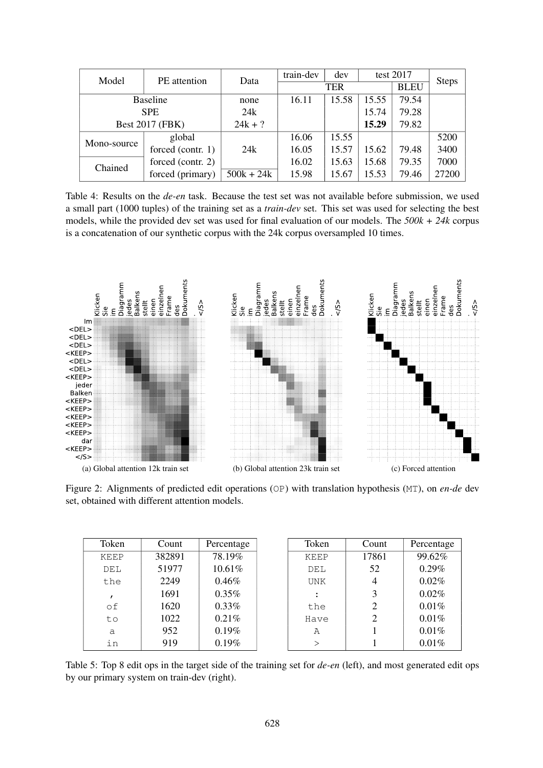| Model | PE attention | Data | train-dev | dev | test 2017 | | Steps |
|---|---|---|---|---|---|---|---|
| | | | TER | | | BLEU | |
| Baseline | | none | 16.11 | 15.58 | 15.55 | 79.54 | |
| SPE | | 24k | | | 15.74 | 79.28 | |
| Best 2017 (FBK) | | 24k + ? | | | **15.29** | 79.82 | |
| Mono-source | global | 24k | 16.06 | 15.55 | | | 5200 |
| | forced (contr. 1) | | 16.05 | 15.57 | 15.62 | 79.48 | 3400 |
| Chained | forced (contr. 2) | | 16.02 | 15.63 | 15.68 | 79.35 | 7000 |
| | forced (primary) | 500k + 24k | 15.98 | 15.67 | 15.53 | 79.46 | 27200 |

Table 4: Results on the *de-en* task. Because the test set was not available before submission, we used a small part (1000 tuples) of the training set as a *train-dev* set. This set was used for selecting the best models, while the provided dev set was used for final evaluation of our models. The *500k + 24k* corpus is a concatenation of our synthetic corpus with the 24k corpus oversampled 10 times.

(a) Global attention 12k train set (b) Global attention 23k train set (c) Forced attention

Figure 2: Alignments of predicted edit operations (OP) with translation hypothesis (MT), on *en-de* dev set, obtained with different attention models.

| Token | Count | Percentage |
|---|---|---|
| KEEP | 382891 | 78.19% |
| DEL | 51977 | 10.61% |
| the | 2249 | 0.46% |
| , | 1691 | 0.35% |
| of | 1620 | 0.33% |
| to | 1022 | 0.21% |
| a | 952 | 0.19% |
| in | 919 | 0.19% |

| Token | Count | Percentage |
|---|---|---|
| KEEP | 17861 | 99.62% |
| DEL | 52 | 0.29% |
| UNK | 4 | 0.02% |
| : | 3 | 0.02% |
| the | 2 | 0.01% |
| Have | 2 | 0.01% |
| A | 1 | 0.01% |
| > | 1 | 0.01% |

Table 5: Top 8 edit ops in the target side of the training set for *de-en* (left), and most generated edit ops by our primary system on train-dev (right).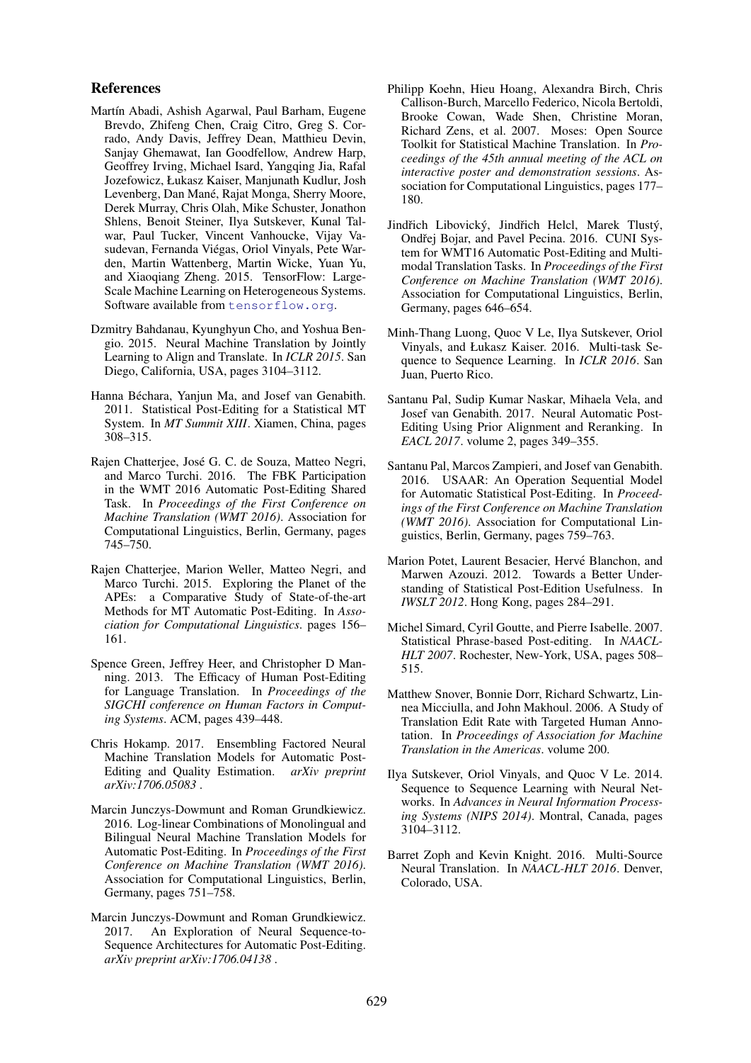## References

Martín Abadi, Ashish Agarwal, Paul Barham, Eugene Brevdo, Zhifeng Chen, Craig Citro, Greg S. Corrado, Andy Davis, Jeffrey Dean, Matthieu Devin, Sanjay Ghemawat, Ian Goodfellow, Andrew Harp, Geoffrey Irving, Michael Isard, Yangqing Jia, Rafal Jozefowicz, Łukasz Kaiser, Manjunath Kudlur, Josh Levenberg, Dan Mané, Rajat Monga, Sherry Moore, Derek Murray, Chris Olah, Mike Schuster, Jonathon Shlens, Benoit Steiner, Ilya Sutskever, Kunal Talwar, Paul Tucker, Vincent Vanhoucke, Vijay Vasudevan, Fernanda Viégas, Oriol Vinyals, Pete Warden, Martin Wattenberg, Martin Wicke, Yuan Yu, and Xiaoqiang Zheng. 2015. TensorFlow: Large-Scale Machine Learning on Heterogeneous Systems. Software available from `tensorflow.org`.

Dzmitry Bahdanau, Kyunghyun Cho, and Yoshua Bengio. 2015. Neural Machine Translation by Jointly Learning to Align and Translate. In *ICLR 2015*. San Diego, California, USA, pages 3104–3112.

Hanna Béchara, Yanjun Ma, and Josef van Genabith. 2011. Statistical Post-Editing for a Statistical MT System. In *MT Summit XIII*. Xiamen, China, pages 308–315.

Rajen Chatterjee, José G. C. de Souza, Matteo Negri, and Marco Turchi. 2016. The FBK Participation in the WMT 2016 Automatic Post-Editing Shared Task. In *Proceedings of the First Conference on Machine Translation (WMT 2016)*. Association for Computational Linguistics, Berlin, Germany, pages 745–750.

Rajen Chatterjee, Marion Weller, Matteo Negri, and Marco Turchi. 2015. Exploring the Planet of the APEs: a Comparative Study of State-of-the-art Methods for MT Automatic Post-Editing. In *Association for Computational Linguistics*. pages 156–161.

Spence Green, Jeffrey Heer, and Christopher D Manning. 2013. The Efficacy of Human Post-Editing for Language Translation. In *Proceedings of the SIGCHI conference on Human Factors in Computing Systems*. ACM, pages 439–448.

Chris Hokamp. 2017. Ensembling Factored Neural Machine Translation Models for Automatic Post-Editing and Quality Estimation. *arXiv preprint arXiv:1706.05083* .

Marcin Junczys-Dowmunt and Roman Grundkiewicz. 2016. Log-linear Combinations of Monolingual and Bilingual Neural Machine Translation Models for Automatic Post-Editing. In *Proceedings of the First Conference on Machine Translation (WMT 2016)*. Association for Computational Linguistics, Berlin, Germany, pages 751–758.

Marcin Junczys-Dowmunt and Roman Grundkiewicz. 2017. An Exploration of Neural Sequence-to-Sequence Architectures for Automatic Post-Editing. *arXiv preprint arXiv:1706.04138* .

Philipp Koehn, Hieu Hoang, Alexandra Birch, Chris Callison-Burch, Marcello Federico, Nicola Bertoldi, Brooke Cowan, Wade Shen, Christine Moran, Richard Zens, et al. 2007. Moses: Open Source Toolkit for Statistical Machine Translation. In *Proceedings of the 45th annual meeting of the ACL on interactive poster and demonstration sessions*. Association for Computational Linguistics, pages 177–180.

Jindřich Libovický, Jindřich Helcl, Marek Tlustý, Ondřej Bojar, and Pavel Pecina. 2016. CUNI System for WMT16 Automatic Post-Editing and Multimodal Translation Tasks. In *Proceedings of the First Conference on Machine Translation (WMT 2016)*. Association for Computational Linguistics, Berlin, Germany, pages 646–654.

Minh-Thang Luong, Quoc V Le, Ilya Sutskever, Oriol Vinyals, and Łukasz Kaiser. 2016. Multi-task Sequence to Sequence Learning. In *ICLR 2016*. San Juan, Puerto Rico.

Santanu Pal, Sudip Kumar Naskar, Mihaela Vela, and Josef van Genabith. 2017. Neural Automatic Post-Editing Using Prior Alignment and Reranking. In *EACL 2017*. volume 2, pages 349–355.

Santanu Pal, Marcos Zampieri, and Josef van Genabith. 2016. USAAR: An Operation Sequential Model for Automatic Statistical Post-Editing. In *Proceedings of the First Conference on Machine Translation (WMT 2016)*. Association for Computational Linguistics, Berlin, Germany, pages 759–763.

Marion Potet, Laurent Besacier, Hervé Blanchon, and Marwen Azouzi. 2012. Towards a Better Understanding of Statistical Post-Edition Usefulness. In *IWSLT 2012*. Hong Kong, pages 284–291.

Michel Simard, Cyril Goutte, and Pierre Isabelle. 2007. Statistical Phrase-based Post-editing. In *NAACL-HLT 2007*. Rochester, New-York, USA, pages 508–515.

Matthew Snover, Bonnie Dorr, Richard Schwartz, Linnea Micciulla, and John Makhoul. 2006. A Study of Translation Edit Rate with Targeted Human Annotation. In *Proceedings of Association for Machine Translation in the Americas*. volume 200.

Ilya Sutskever, Oriol Vinyals, and Quoc V Le. 2014. Sequence to Sequence Learning with Neural Networks. In *Advances in Neural Information Processing Systems (NIPS 2014)*. Montral, Canada, pages 3104–3112.

Barret Zoph and Kevin Knight. 2016. Multi-Source Neural Translation. In *NAACL-HLT 2016*. Denver, Colorado, USA.